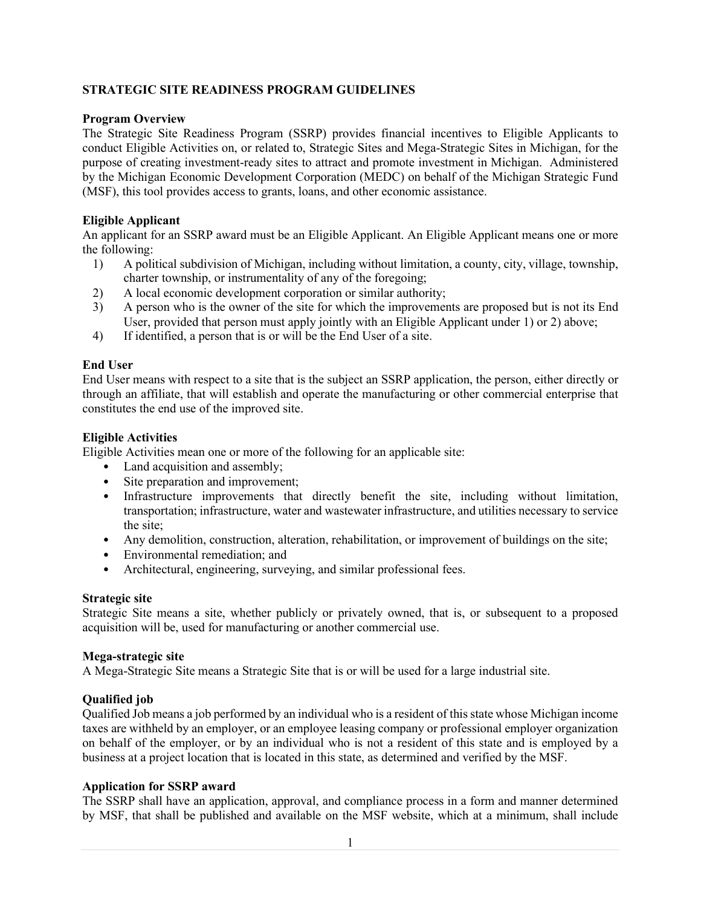# STRATEGIC SITE READINESS PROGRAM GUIDELINES

## Program Overview

The Strategic Site Readiness Program (SSRP) provides financial incentives to Eligible Applicants to conduct Eligible Activities on, or related to, Strategic Sites and Mega-Strategic Sites in Michigan, for the purpose of creating investment-ready sites to attract and promote investment in Michigan. Administered by the Michigan Economic Development Corporation (MEDC) on behalf of the Michigan Strategic Fund (MSF), this tool provides access to grants, loans, and other economic assistance.

## Eligible Applicant

An applicant for an SSRP award must be an Eligible Applicant. An Eligible Applicant means one or more the following:

1) A political subdivision of Michigan, including without limitation, a county, city, village, township, charter township, or instrumentality of any of the foregoing;
2) A local economic development corporation or similar authority;
3) A person who is the owner of the site for which the improvements are proposed but is not its End User, provided that person must apply jointly with an Eligible Applicant under 1) or 2) above;
4) If identified, a person that is or will be the End User of a site.

## End User

End User means with respect to a site that is the subject an SSRP application, the person, either directly or through an affiliate, that will establish and operate the manufacturing or other commercial enterprise that constitutes the end use of the improved site.

## Eligible Activities

Eligible Activities mean one or more of the following for an applicable site:

- Land acquisition and assembly;
- Site preparation and improvement;
- Infrastructure improvements that directly benefit the site, including without limitation, transportation; infrastructure, water and wastewater infrastructure, and utilities necessary to service the site;
- Any demolition, construction, alteration, rehabilitation, or improvement of buildings on the site;
- Environmental remediation; and
- Architectural, engineering, surveying, and similar professional fees.

## Strategic site

Strategic Site means a site, whether publicly or privately owned, that is, or subsequent to a proposed acquisition will be, used for manufacturing or another commercial use.

## Mega-strategic site

A Mega-Strategic Site means a Strategic Site that is or will be used for a large industrial site.

## Qualified job

Qualified Job means a job performed by an individual who is a resident of this state whose Michigan income taxes are withheld by an employer, or an employee leasing company or professional employer organization on behalf of the employer, or by an individual who is not a resident of this state and is employed by a business at a project location that is located in this state, as determined and verified by the MSF.

## Application for SSRP award

The SSRP shall have an application, approval, and compliance process in a form and manner determined by MSF, that shall be published and available on the MSF website, which at a minimum, shall include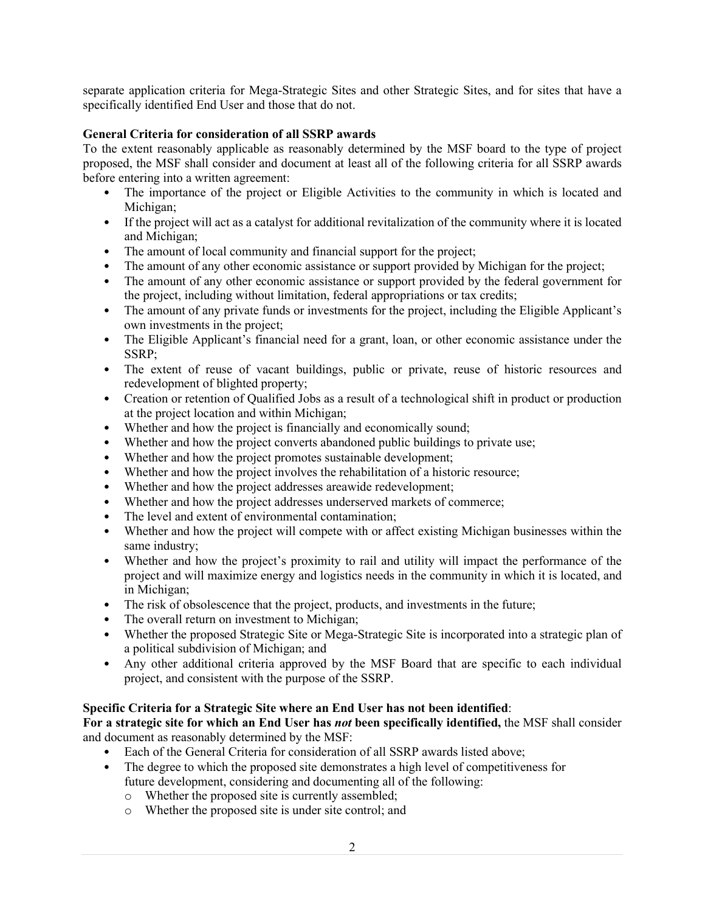separate application criteria for Mega-Strategic Sites and other Strategic Sites, and for sites that have a specifically identified End User and those that do not.

**General Criteria for consideration of all SSRP awards**

To the extent reasonably applicable as reasonably determined by the MSF board to the type of project proposed, the MSF shall consider and document at least all of the following criteria for all SSRP awards before entering into a written agreement:

- The importance of the project or Eligible Activities to the community in which is located and Michigan;
- If the project will act as a catalyst for additional revitalization of the community where it is located and Michigan;
- The amount of local community and financial support for the project;
- The amount of any other economic assistance or support provided by Michigan for the project;
- The amount of any other economic assistance or support provided by the federal government for the project, including without limitation, federal appropriations or tax credits;
- The amount of any private funds or investments for the project, including the Eligible Applicant's own investments in the project;
- The Eligible Applicant's financial need for a grant, loan, or other economic assistance under the SSRP;
- The extent of reuse of vacant buildings, public or private, reuse of historic resources and redevelopment of blighted property;
- Creation or retention of Qualified Jobs as a result of a technological shift in product or production at the project location and within Michigan;
- Whether and how the project is financially and economically sound;
- Whether and how the project converts abandoned public buildings to private use;
- Whether and how the project promotes sustainable development;
- Whether and how the project involves the rehabilitation of a historic resource;
- Whether and how the project addresses areawide redevelopment;
- Whether and how the project addresses underserved markets of commerce;
- The level and extent of environmental contamination;
- Whether and how the project will compete with or affect existing Michigan businesses within the same industry;
- Whether and how the project's proximity to rail and utility will impact the performance of the project and will maximize energy and logistics needs in the community in which it is located, and in Michigan;
- The risk of obsolescence that the project, products, and investments in the future;
- The overall return on investment to Michigan;
- Whether the proposed Strategic Site or Mega-Strategic Site is incorporated into a strategic plan of a political subdivision of Michigan; and
- Any other additional criteria approved by the MSF Board that are specific to each individual project, and consistent with the purpose of the SSRP.

**Specific Criteria for a Strategic Site where an End User has not been identified**:

**For a strategic site for which an End User has *not* been specifically identified,** the MSF shall consider and document as reasonably determined by the MSF:

- Each of the General Criteria for consideration of all SSRP awards listed above;
- The degree to which the proposed site demonstrates a high level of competitiveness for future development, considering and documenting all of the following:
  - Whether the proposed site is currently assembled;
  - Whether the proposed site is under site control; and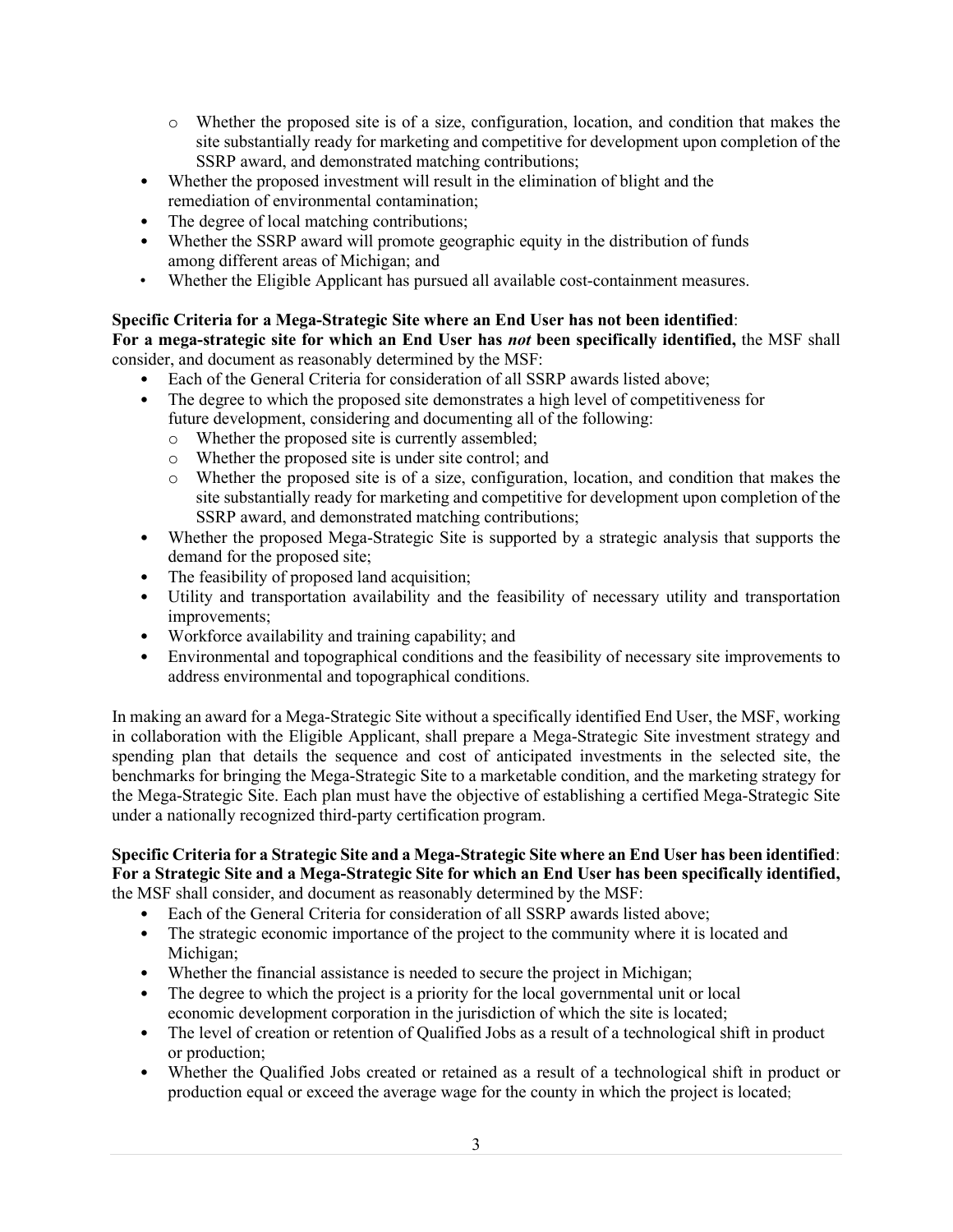- Whether the proposed site is of a size, configuration, location, and condition that makes the site substantially ready for marketing and competitive for development upon completion of the SSRP award, and demonstrated matching contributions;
- Whether the proposed investment will result in the elimination of blight and the remediation of environmental contamination;
- The degree of local matching contributions;
- Whether the SSRP award will promote geographic equity in the distribution of funds among different areas of Michigan; and
- Whether the Eligible Applicant has pursued all available cost-containment measures.

**Specific Criteria for a Mega-Strategic Site where an End User has not been identified**:
**For a mega-strategic site for which an End User has *not* been specifically identified,** the MSF shall consider, and document as reasonably determined by the MSF:

- Each of the General Criteria for consideration of all SSRP awards listed above;
- The degree to which the proposed site demonstrates a high level of competitiveness for future development, considering and documenting all of the following:
  - Whether the proposed site is currently assembled;
  - Whether the proposed site is under site control; and
  - Whether the proposed site is of a size, configuration, location, and condition that makes the site substantially ready for marketing and competitive for development upon completion of the SSRP award, and demonstrated matching contributions;
- Whether the proposed Mega-Strategic Site is supported by a strategic analysis that supports the demand for the proposed site;
- The feasibility of proposed land acquisition;
- Utility and transportation availability and the feasibility of necessary utility and transportation improvements;
- Workforce availability and training capability; and
- Environmental and topographical conditions and the feasibility of necessary site improvements to address environmental and topographical conditions.

In making an award for a Mega-Strategic Site without a specifically identified End User, the MSF, working in collaboration with the Eligible Applicant, shall prepare a Mega-Strategic Site investment strategy and spending plan that details the sequence and cost of anticipated investments in the selected site, the benchmarks for bringing the Mega-Strategic Site to a marketable condition, and the marketing strategy for the Mega-Strategic Site. Each plan must have the objective of establishing a certified Mega-Strategic Site under a nationally recognized third-party certification program.

**Specific Criteria for a Strategic Site and a Mega-Strategic Site where an End User has been identified**:
**For a Strategic Site and a Mega-Strategic Site for which an End User has been specifically identified,** the MSF shall consider, and document as reasonably determined by the MSF:

- Each of the General Criteria for consideration of all SSRP awards listed above;
- The strategic economic importance of the project to the community where it is located and Michigan;
- Whether the financial assistance is needed to secure the project in Michigan;
- The degree to which the project is a priority for the local governmental unit or local economic development corporation in the jurisdiction of which the site is located;
- The level of creation or retention of Qualified Jobs as a result of a technological shift in product or production;
- Whether the Qualified Jobs created or retained as a result of a technological shift in product or production equal or exceed the average wage for the county in which the project is located;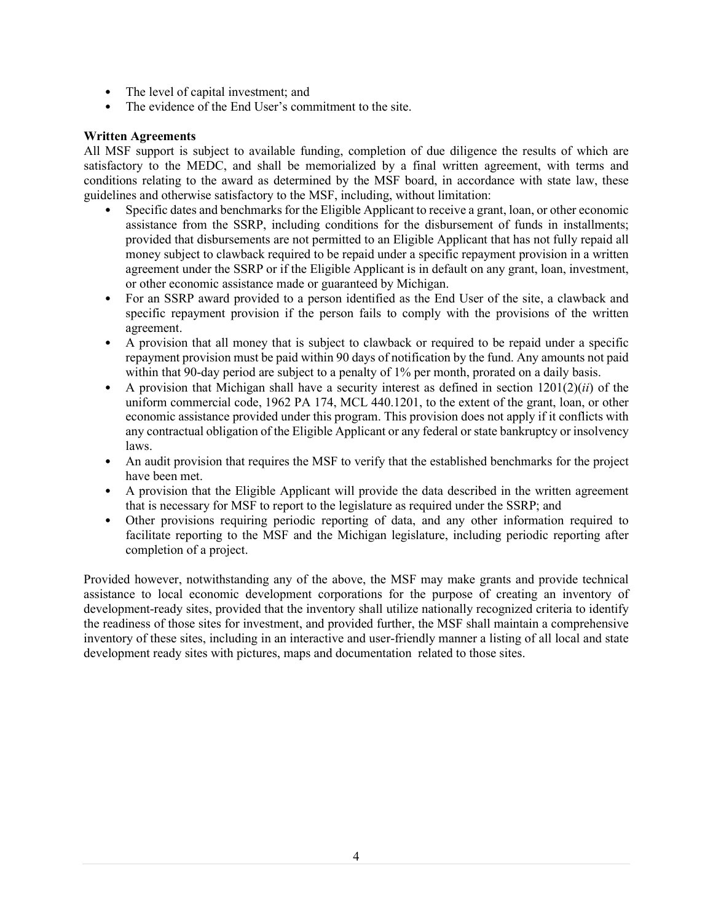- The level of capital investment; and
- The evidence of the End User's commitment to the site.

**Written Agreements**

All MSF support is subject to available funding, completion of due diligence the results of which are satisfactory to the MEDC, and shall be memorialized by a final written agreement, with terms and conditions relating to the award as determined by the MSF board, in accordance with state law, these guidelines and otherwise satisfactory to the MSF, including, without limitation:

- Specific dates and benchmarks for the Eligible Applicant to receive a grant, loan, or other economic assistance from the SSRP, including conditions for the disbursement of funds in installments; provided that disbursements are not permitted to an Eligible Applicant that has not fully repaid all money subject to clawback required to be repaid under a specific repayment provision in a written agreement under the SSRP or if the Eligible Applicant is in default on any grant, loan, investment, or other economic assistance made or guaranteed by Michigan.
- For an SSRP award provided to a person identified as the End User of the site, a clawback and specific repayment provision if the person fails to comply with the provisions of the written agreement.
- A provision that all money that is subject to clawback or required to be repaid under a specific repayment provision must be paid within 90 days of notification by the fund. Any amounts not paid within that 90-day period are subject to a penalty of 1% per month, prorated on a daily basis.
- A provision that Michigan shall have a security interest as defined in section 1201(2)(*ii*) of the uniform commercial code, 1962 PA 174, MCL 440.1201, to the extent of the grant, loan, or other economic assistance provided under this program. This provision does not apply if it conflicts with any contractual obligation of the Eligible Applicant or any federal or state bankruptcy or insolvency laws.
- An audit provision that requires the MSF to verify that the established benchmarks for the project have been met.
- A provision that the Eligible Applicant will provide the data described in the written agreement that is necessary for MSF to report to the legislature as required under the SSRP; and
- Other provisions requiring periodic reporting of data, and any other information required to facilitate reporting to the MSF and the Michigan legislature, including periodic reporting after completion of a project.

Provided however, notwithstanding any of the above, the MSF may make grants and provide technical assistance to local economic development corporations for the purpose of creating an inventory of development-ready sites, provided that the inventory shall utilize nationally recognized criteria to identify the readiness of those sites for investment, and provided further, the MSF shall maintain a comprehensive inventory of these sites, including in an interactive and user-friendly manner a listing of all local and state development ready sites with pictures, maps and documentation related to those sites.